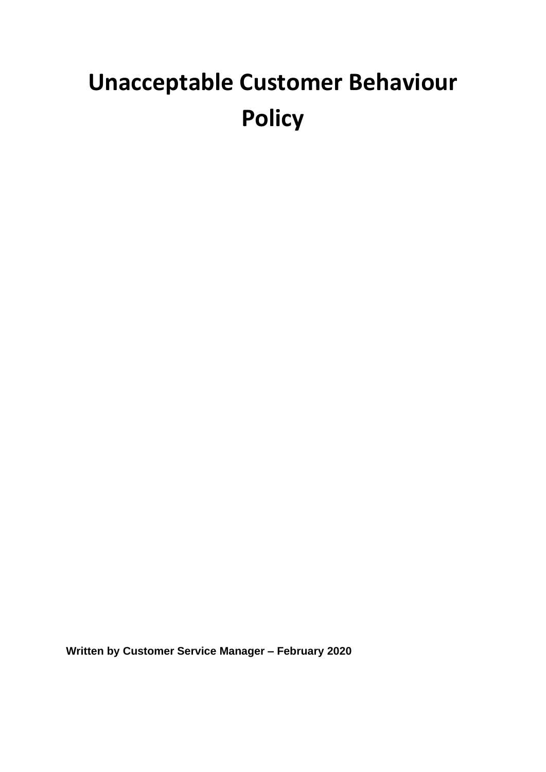# Unacceptable Customer Behaviour Policy

**Written by Customer Service Manager – February 2020**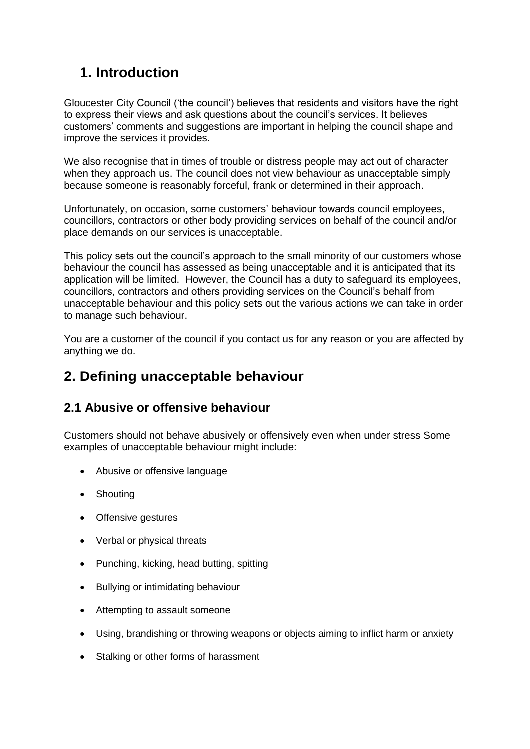# 1. Introduction

Gloucester City Council ('the council') believes that residents and visitors have the right to express their views and ask questions about the council's services. It believes customers' comments and suggestions are important in helping the council shape and improve the services it provides.

We also recognise that in times of trouble or distress people may act out of character when they approach us. The council does not view behaviour as unacceptable simply because someone is reasonably forceful, frank or determined in their approach.

Unfortunately, on occasion, some customers' behaviour towards council employees, councillors, contractors or other body providing services on behalf of the council and/or place demands on our services is unacceptable.

This policy sets out the council's approach to the small minority of our customers whose behaviour the council has assessed as being unacceptable and it is anticipated that its application will be limited. However, the Council has a duty to safeguard its employees, councillors, contractors and others providing services on the Council's behalf from unacceptable behaviour and this policy sets out the various actions we can take in order to manage such behaviour.

You are a customer of the council if you contact us for any reason or you are affected by anything we do.

# 2. Defining unacceptable behaviour

## 2.1 Abusive or offensive behaviour

Customers should not behave abusively or offensively even when under stress Some examples of unacceptable behaviour might include:

- Abusive or offensive language
- Shouting
- Offensive gestures
- Verbal or physical threats
- Punching, kicking, head butting, spitting
- Bullying or intimidating behaviour
- Attempting to assault someone
- Using, brandishing or throwing weapons or objects aiming to inflict harm or anxiety
- Stalking or other forms of harassment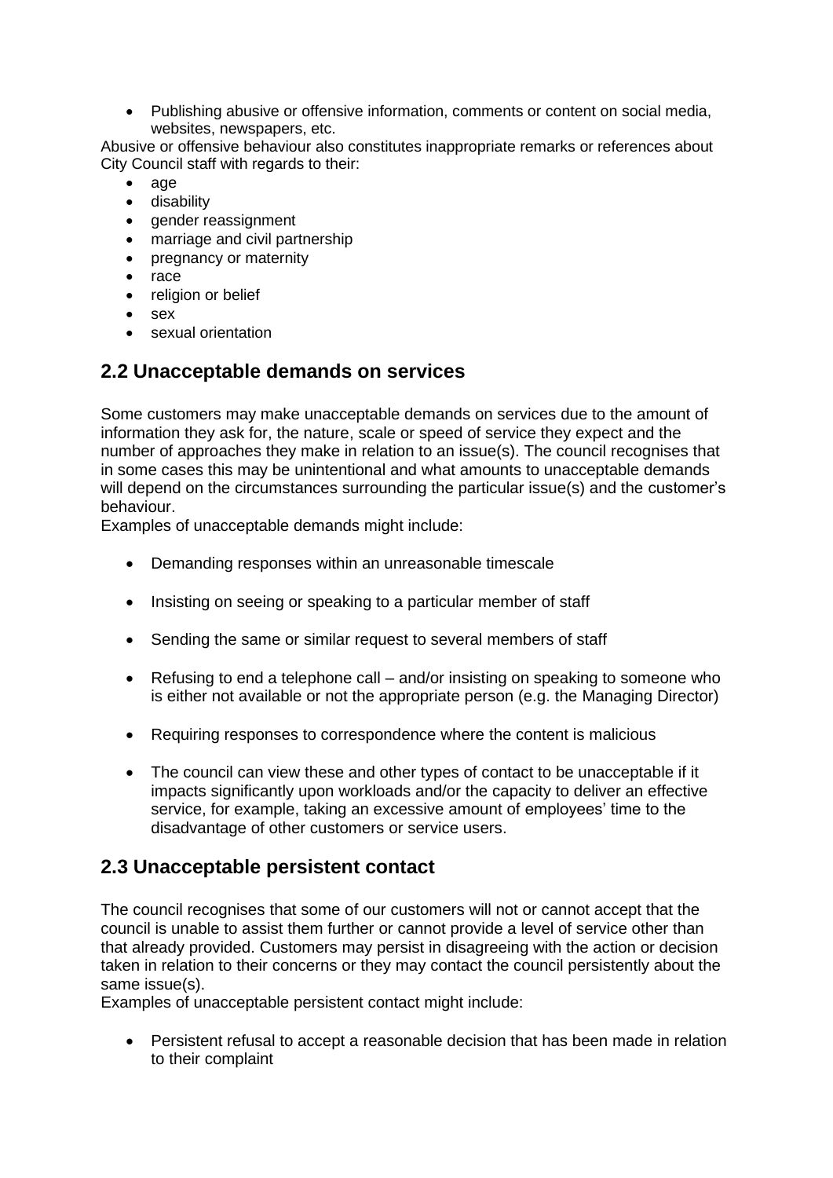- Publishing abusive or offensive information, comments or content on social media, websites, newspapers, etc.

Abusive or offensive behaviour also constitutes inappropriate remarks or references about City Council staff with regards to their:

- age
- disability
- gender reassignment
- marriage and civil partnership
- pregnancy or maternity
- race
- religion or belief
- sex
- sexual orientation

## 2.2 Unacceptable demands on services

Some customers may make unacceptable demands on services due to the amount of information they ask for, the nature, scale or speed of service they expect and the number of approaches they make in relation to an issue(s). The council recognises that in some cases this may be unintentional and what amounts to unacceptable demands will depend on the circumstances surrounding the particular issue(s) and the customer's behaviour.

Examples of unacceptable demands might include:

- Demanding responses within an unreasonable timescale
- Insisting on seeing or speaking to a particular member of staff
- Sending the same or similar request to several members of staff
- Refusing to end a telephone call – and/or insisting on speaking to someone who is either not available or not the appropriate person (e.g. the Managing Director)
- Requiring responses to correspondence where the content is malicious
- The council can view these and other types of contact to be unacceptable if it impacts significantly upon workloads and/or the capacity to deliver an effective service, for example, taking an excessive amount of employees' time to the disadvantage of other customers or service users.

## 2.3 Unacceptable persistent contact

The council recognises that some of our customers will not or cannot accept that the council is unable to assist them further or cannot provide a level of service other than that already provided. Customers may persist in disagreeing with the action or decision taken in relation to their concerns or they may contact the council persistently about the same issue(s).

Examples of unacceptable persistent contact might include:

- Persistent refusal to accept a reasonable decision that has been made in relation to their complaint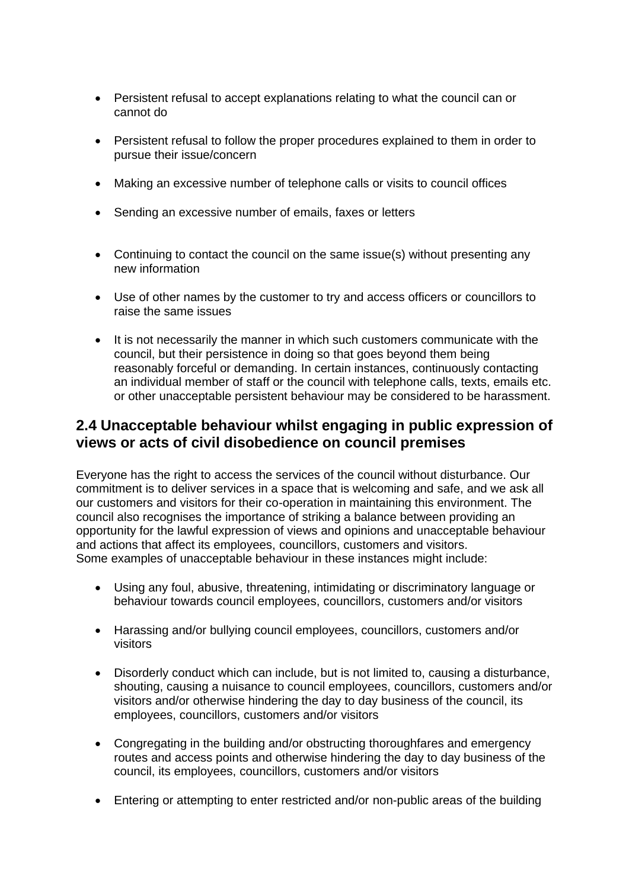- Persistent refusal to accept explanations relating to what the council can or cannot do
- Persistent refusal to follow the proper procedures explained to them in order to pursue their issue/concern
- Making an excessive number of telephone calls or visits to council offices
- Sending an excessive number of emails, faxes or letters
- Continuing to contact the council on the same issue(s) without presenting any new information
- Use of other names by the customer to try and access officers or councillors to raise the same issues
- It is not necessarily the manner in which such customers communicate with the council, but their persistence in doing so that goes beyond them being reasonably forceful or demanding. In certain instances, continuously contacting an individual member of staff or the council with telephone calls, texts, emails etc. or other unacceptable persistent behaviour may be considered to be harassment.

## 2.4 Unacceptable behaviour whilst engaging in public expression of views or acts of civil disobedience on council premises

Everyone has the right to access the services of the council without disturbance. Our commitment is to deliver services in a space that is welcoming and safe, and we ask all our customers and visitors for their co-operation in maintaining this environment. The council also recognises the importance of striking a balance between providing an opportunity for the lawful expression of views and opinions and unacceptable behaviour and actions that affect its employees, councillors, customers and visitors.
Some examples of unacceptable behaviour in these instances might include:

- Using any foul, abusive, threatening, intimidating or discriminatory language or behaviour towards council employees, councillors, customers and/or visitors
- Harassing and/or bullying council employees, councillors, customers and/or visitors
- Disorderly conduct which can include, but is not limited to, causing a disturbance, shouting, causing a nuisance to council employees, councillors, customers and/or visitors and/or otherwise hindering the day to day business of the council, its employees, councillors, customers and/or visitors
- Congregating in the building and/or obstructing thoroughfares and emergency routes and access points and otherwise hindering the day to day business of the council, its employees, councillors, customers and/or visitors
- Entering or attempting to enter restricted and/or non-public areas of the building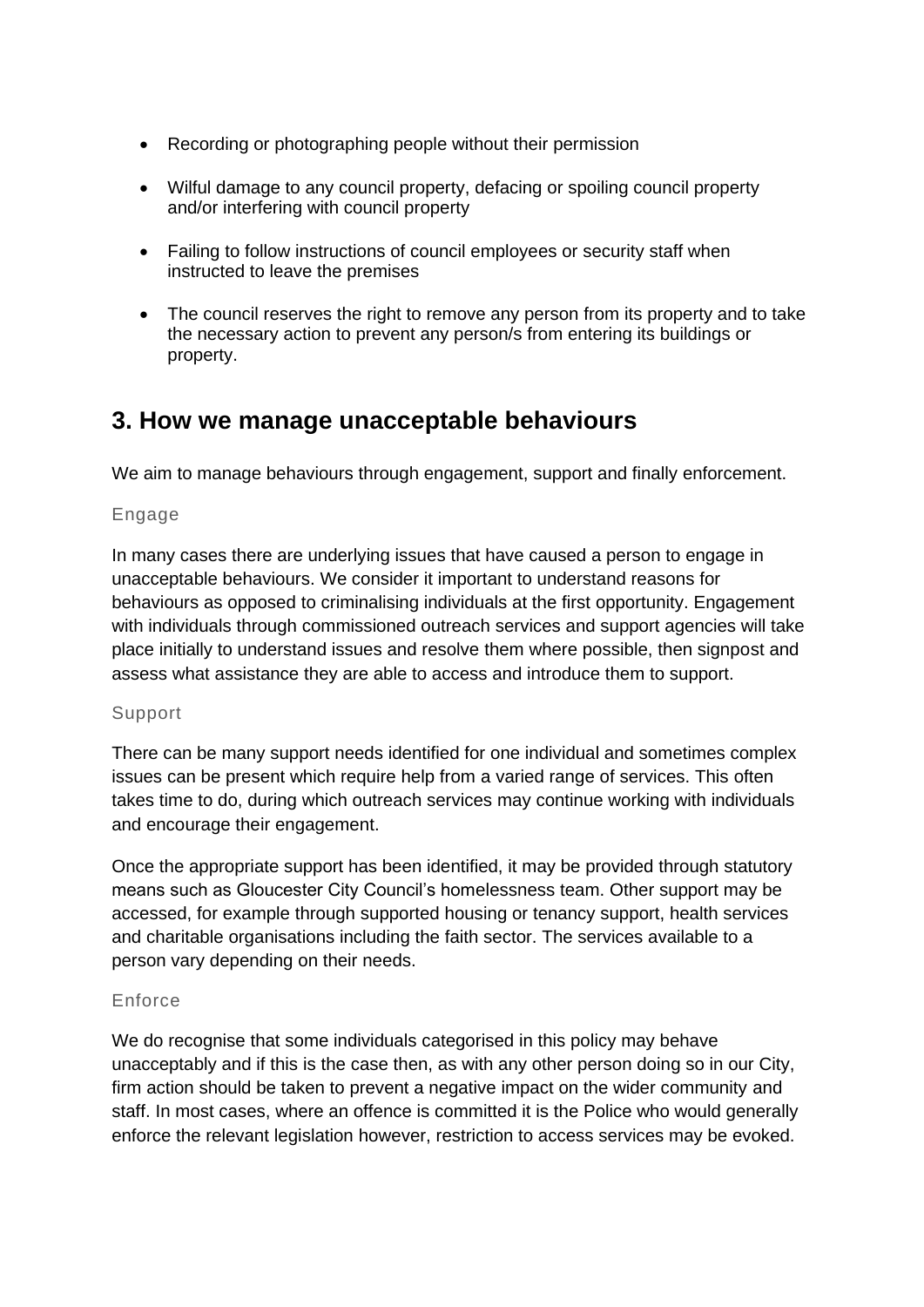- Recording or photographing people without their permission
- Wilful damage to any council property, defacing or spoiling council property and/or interfering with council property
- Failing to follow instructions of council employees or security staff when instructed to leave the premises
- The council reserves the right to remove any person from its property and to take the necessary action to prevent any person/s from entering its buildings or property.

## 3. How we manage unacceptable behaviours

We aim to manage behaviours through engagement, support and finally enforcement.

### Engage

In many cases there are underlying issues that have caused a person to engage in unacceptable behaviours. We consider it important to understand reasons for behaviours as opposed to criminalising individuals at the first opportunity. Engagement with individuals through commissioned outreach services and support agencies will take place initially to understand issues and resolve them where possible, then signpost and assess what assistance they are able to access and introduce them to support.

### Support

There can be many support needs identified for one individual and sometimes complex issues can be present which require help from a varied range of services. This often takes time to do, during which outreach services may continue working with individuals and encourage their engagement.

Once the appropriate support has been identified, it may be provided through statutory means such as Gloucester City Council's homelessness team. Other support may be accessed, for example through supported housing or tenancy support, health services and charitable organisations including the faith sector. The services available to a person vary depending on their needs.

### Enforce

We do recognise that some individuals categorised in this policy may behave unacceptably and if this is the case then, as with any other person doing so in our City, firm action should be taken to prevent a negative impact on the wider community and staff. In most cases, where an offence is committed it is the Police who would generally enforce the relevant legislation however, restriction to access services may be evoked.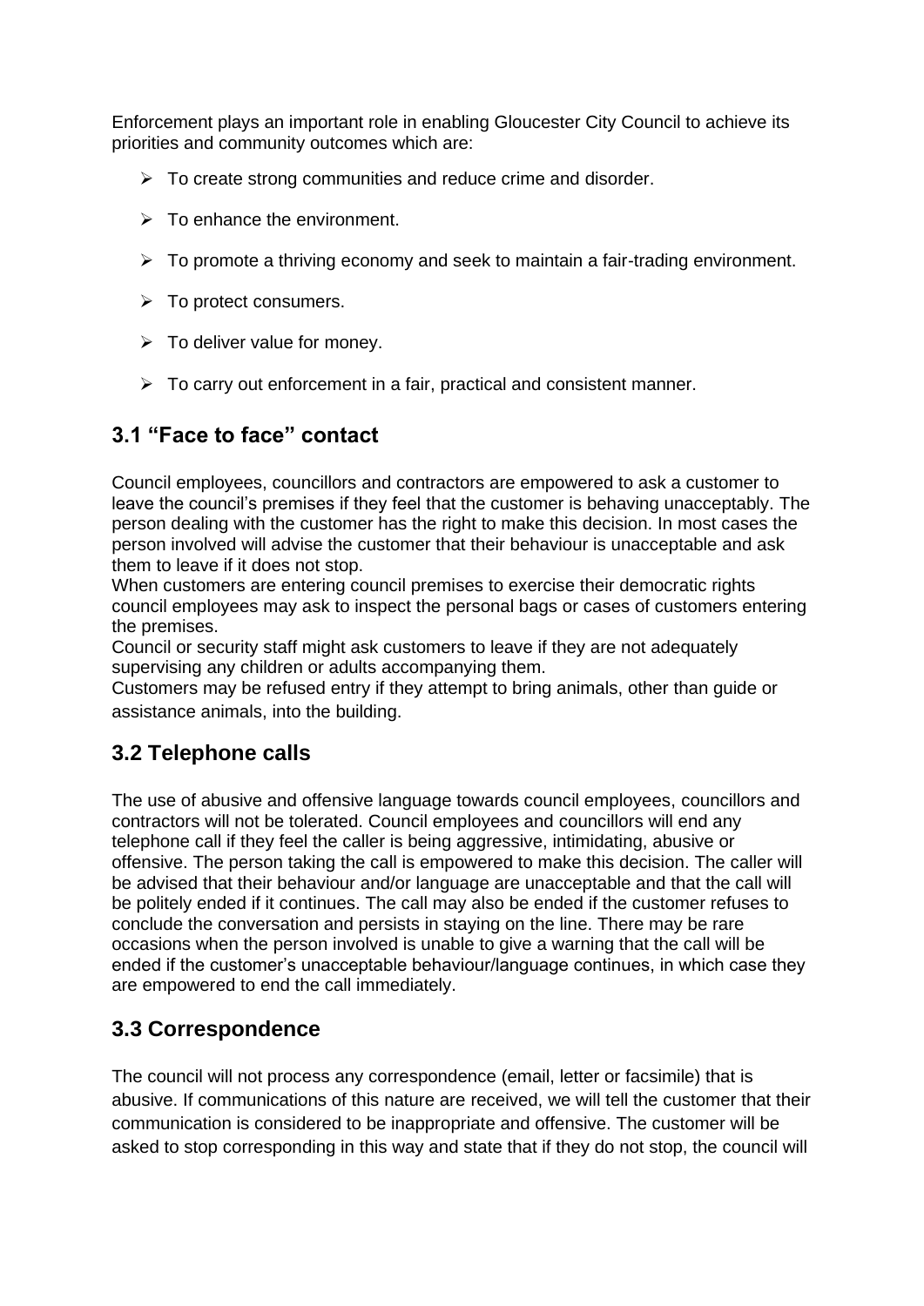Enforcement plays an important role in enabling Gloucester City Council to achieve its priorities and community outcomes which are:

- To create strong communities and reduce crime and disorder.
- To enhance the environment.
- To promote a thriving economy and seek to maintain a fair-trading environment.
- To protect consumers.
- To deliver value for money.
- To carry out enforcement in a fair, practical and consistent manner.

## 3.1 "Face to face" contact

Council employees, councillors and contractors are empowered to ask a customer to leave the council's premises if they feel that the customer is behaving unacceptably. The person dealing with the customer has the right to make this decision. In most cases the person involved will advise the customer that their behaviour is unacceptable and ask them to leave if it does not stop.
When customers are entering council premises to exercise their democratic rights council employees may ask to inspect the personal bags or cases of customers entering the premises.
Council or security staff might ask customers to leave if they are not adequately supervising any children or adults accompanying them.
Customers may be refused entry if they attempt to bring animals, other than guide or assistance animals, into the building.

## 3.2 Telephone calls

The use of abusive and offensive language towards council employees, councillors and contractors will not be tolerated. Council employees and councillors will end any telephone call if they feel the caller is being aggressive, intimidating, abusive or offensive. The person taking the call is empowered to make this decision. The caller will be advised that their behaviour and/or language are unacceptable and that the call will be politely ended if it continues. The call may also be ended if the customer refuses to conclude the conversation and persists in staying on the line. There may be rare occasions when the person involved is unable to give a warning that the call will be ended if the customer's unacceptable behaviour/language continues, in which case they are empowered to end the call immediately.

## 3.3 Correspondence

The council will not process any correspondence (email, letter or facsimile) that is abusive. If communications of this nature are received, we will tell the customer that their communication is considered to be inappropriate and offensive. The customer will be asked to stop corresponding in this way and state that if they do not stop, the council will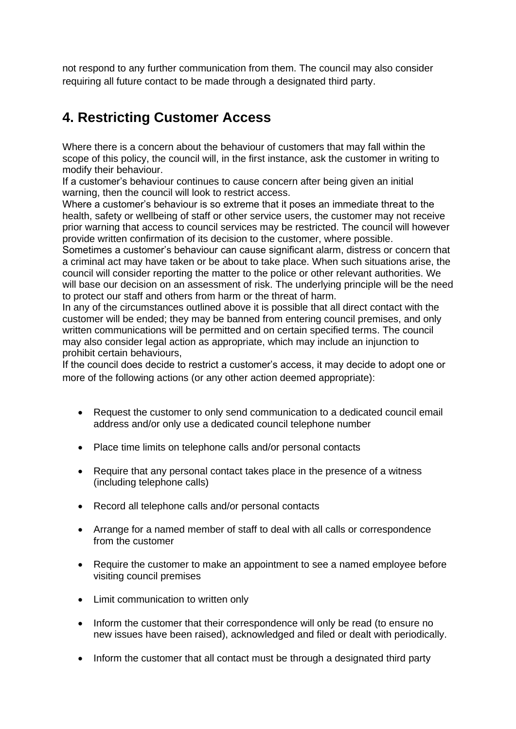not respond to any further communication from them. The council may also consider requiring all future contact to be made through a designated third party.

## 4. Restricting Customer Access

Where there is a concern about the behaviour of customers that may fall within the scope of this policy, the council will, in the first instance, ask the customer in writing to modify their behaviour.

If a customer's behaviour continues to cause concern after being given an initial warning, then the council will look to restrict access.

Where a customer's behaviour is so extreme that it poses an immediate threat to the health, safety or wellbeing of staff or other service users, the customer may not receive prior warning that access to council services may be restricted. The council will however provide written confirmation of its decision to the customer, where possible.

Sometimes a customer's behaviour can cause significant alarm, distress or concern that a criminal act may have taken or be about to take place. When such situations arise, the council will consider reporting the matter to the police or other relevant authorities. We will base our decision on an assessment of risk. The underlying principle will be the need to protect our staff and others from harm or the threat of harm.

In any of the circumstances outlined above it is possible that all direct contact with the customer will be ended; they may be banned from entering council premises, and only written communications will be permitted and on certain specified terms. The council may also consider legal action as appropriate, which may include an injunction to prohibit certain behaviours,

If the council does decide to restrict a customer's access, it may decide to adopt one or more of the following actions (or any other action deemed appropriate):

- Request the customer to only send communication to a dedicated council email address and/or only use a dedicated council telephone number
- Place time limits on telephone calls and/or personal contacts
- Require that any personal contact takes place in the presence of a witness (including telephone calls)
- Record all telephone calls and/or personal contacts
- Arrange for a named member of staff to deal with all calls or correspondence from the customer
- Require the customer to make an appointment to see a named employee before visiting council premises
- Limit communication to written only
- Inform the customer that their correspondence will only be read (to ensure no new issues have been raised), acknowledged and filed or dealt with periodically.
- Inform the customer that all contact must be through a designated third party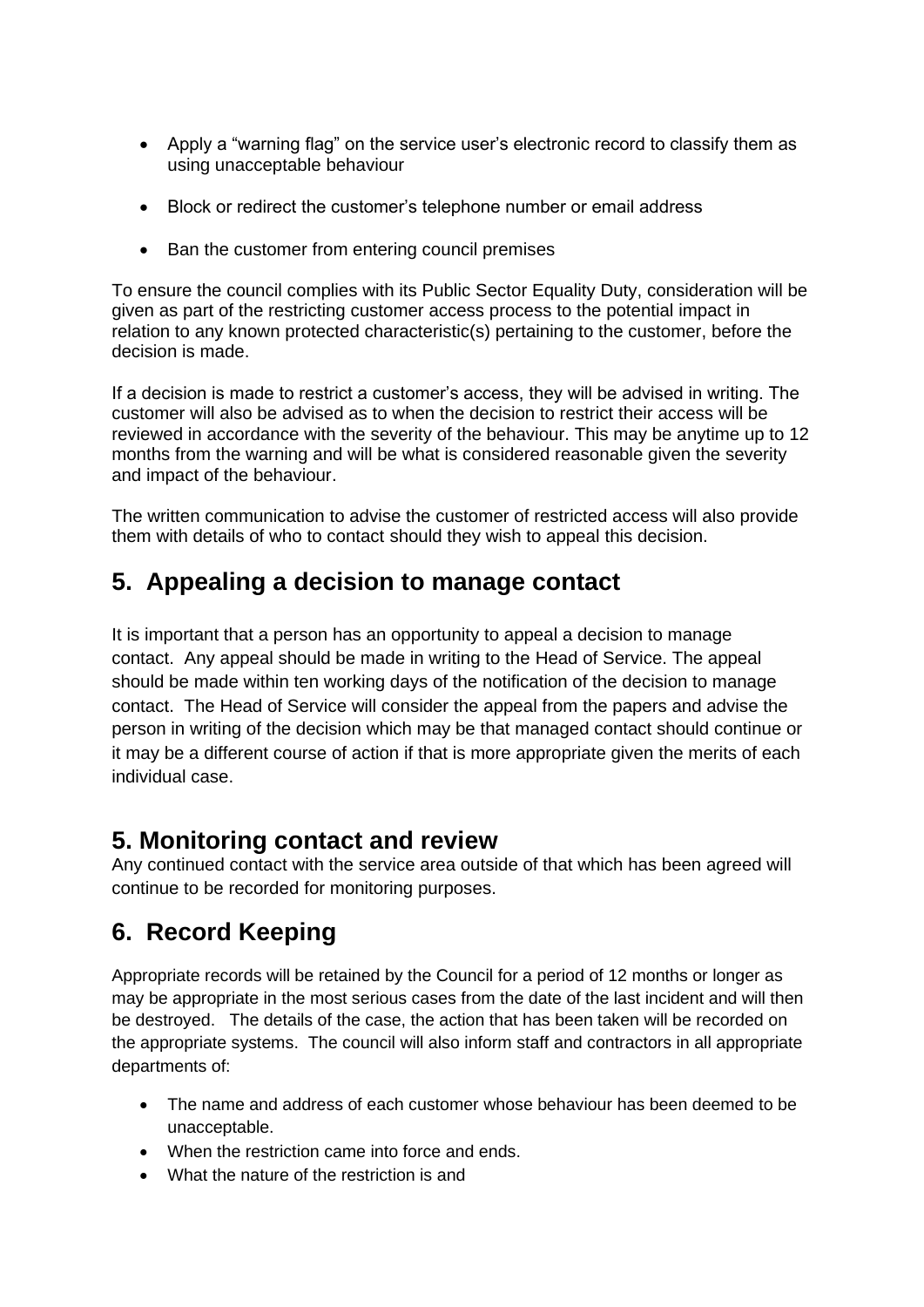- Apply a “warning flag” on the service user’s electronic record to classify them as using unacceptable behaviour
- Block or redirect the customer’s telephone number or email address
- Ban the customer from entering council premises

To ensure the council complies with its Public Sector Equality Duty, consideration will be given as part of the restricting customer access process to the potential impact in relation to any known protected characteristic(s) pertaining to the customer, before the decision is made.

If a decision is made to restrict a customer’s access, they will be advised in writing. The customer will also be advised as to when the decision to restrict their access will be reviewed in accordance with the severity of the behaviour. This may be anytime up to 12 months from the warning and will be what is considered reasonable given the severity and impact of the behaviour.

The written communication to advise the customer of restricted access will also provide them with details of who to contact should they wish to appeal this decision.

## 5. Appealing a decision to manage contact

It is important that a person has an opportunity to appeal a decision to manage contact. Any appeal should be made in writing to the Head of Service. The appeal should be made within ten working days of the notification of the decision to manage contact. The Head of Service will consider the appeal from the papers and advise the person in writing of the decision which may be that managed contact should continue or it may be a different course of action if that is more appropriate given the merits of each individual case.

## 5. Monitoring contact and review

Any continued contact with the service area outside of that which has been agreed will continue to be recorded for monitoring purposes.

## 6. Record Keeping

Appropriate records will be retained by the Council for a period of 12 months or longer as may be appropriate in the most serious cases from the date of the last incident and will then be destroyed. The details of the case, the action that has been taken will be recorded on the appropriate systems. The council will also inform staff and contractors in all appropriate departments of:

- The name and address of each customer whose behaviour has been deemed to be unacceptable.
- When the restriction came into force and ends.
- What the nature of the restriction is and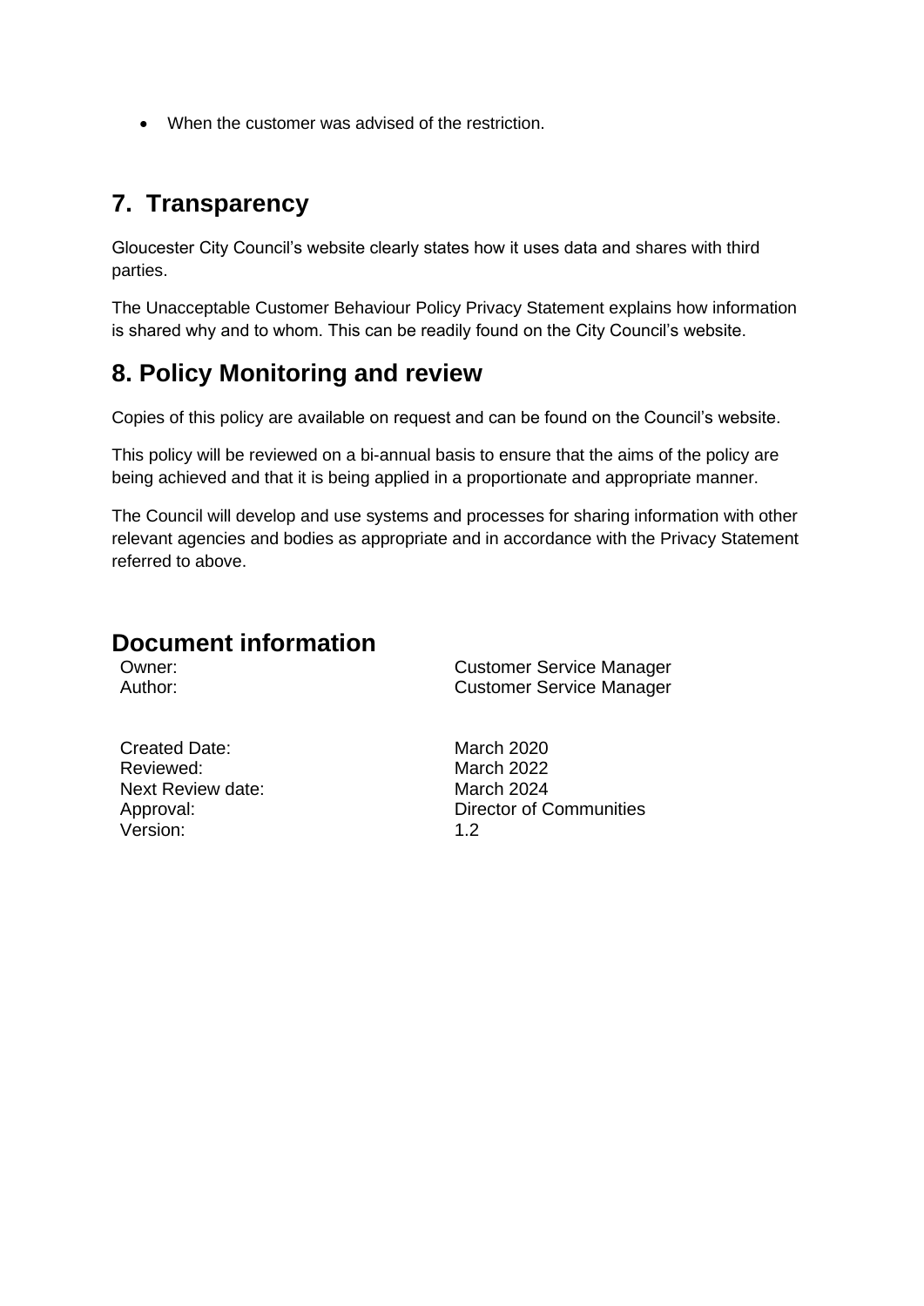- When the customer was advised of the restriction.

## 7. Transparency

Gloucester City Council's website clearly states how it uses data and shares with third parties.

The Unacceptable Customer Behaviour Policy Privacy Statement explains how information is shared why and to whom. This can be readily found on the City Council's website.

## 8. Policy Monitoring and review

Copies of this policy are available on request and can be found on the Council's website.

This policy will be reviewed on a bi-annual basis to ensure that the aims of the policy are being achieved and that it is being applied in a proportionate and appropriate manner.

The Council will develop and use systems and processes for sharing information with other relevant agencies and bodies as appropriate and in accordance with the Privacy Statement referred to above.

## Document information

| | |
|---|---|
| Owner: | Customer Service Manager |
| Author: | Customer Service Manager |
| | |
| Created Date: | March 2020 |
| Reviewed: | March 2022 |
| Next Review date: | March 2024 |
| Approval: | Director of Communities |
| Version: | 1.2 |